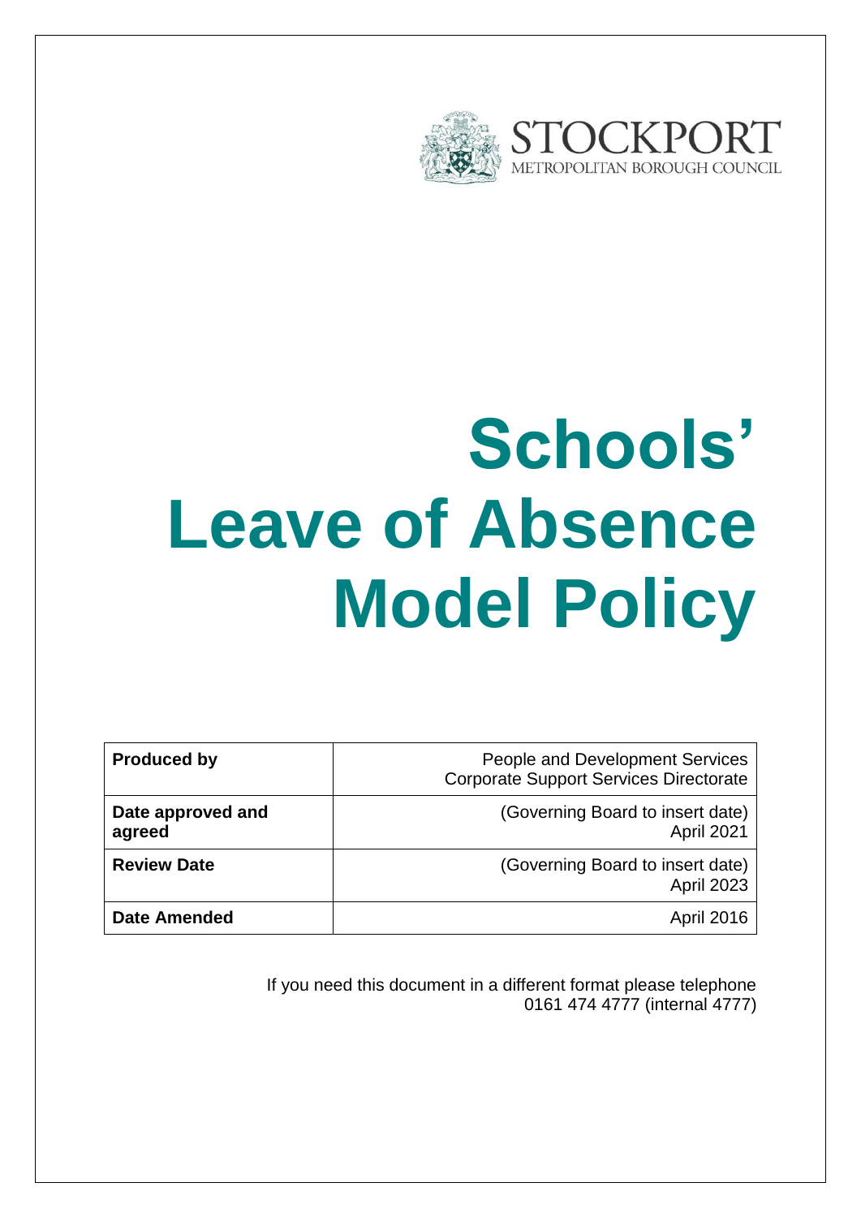STOCKPORT
METROPOLITAN BOROUGH COUNCIL

# Schools' Leave of Absence Model Policy

| **Produced by** | People and Development Services<br>Corporate Support Services Directorate |
|---|---|
| **Date approved and agreed** | (Governing Board to insert date)<br>April 2021 |
| **Review Date** | (Governing Board to insert date)<br>April 2023 |
| **Date Amended** | April 2016 |

If you need this document in a different format please telephone 0161 474 4777 (internal 4777)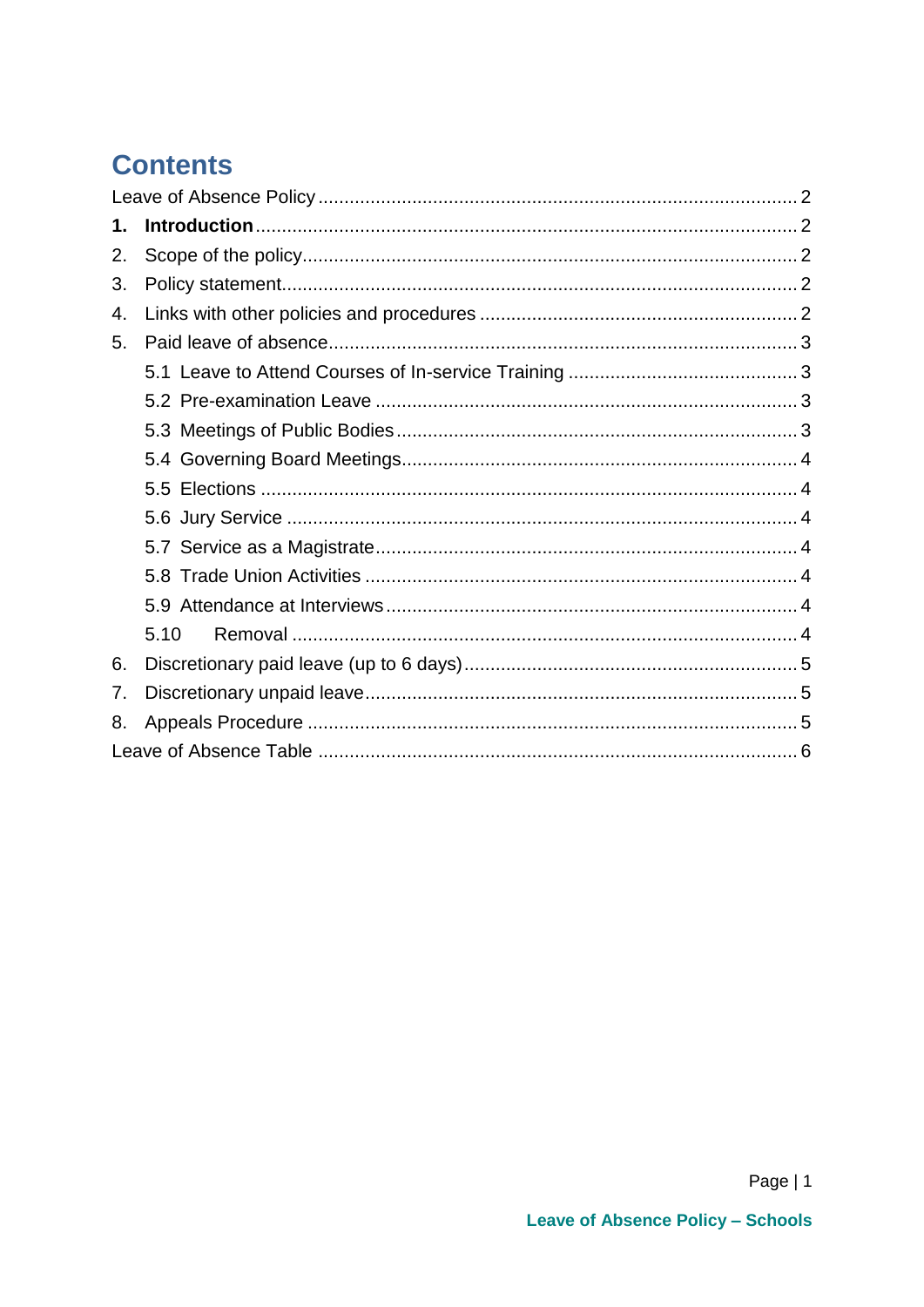# Contents

Leave of Absence Policy ............................................................................................. 2

**1. Introduction** ............................................................................................................ 2

2. Scope of the policy ................................................................................................. 2

3. Policy statement ...................................................................................................... 2

4. Links with other policies and procedures .............................................................. 2

5. Paid leave of absence ............................................................................................ 3

  5.1 Leave to Attend Courses of In-service Training ............................................. 3

  5.2 Pre-examination Leave .................................................................................... 3

  5.3 Meetings of Public Bodies ................................................................................ 3

  5.4 Governing Board Meetings ............................................................................... 4

  5.5 Elections ........................................................................................................... 4

  5.6 Jury Service ...................................................................................................... 4

  5.7 Service as a Magistrate .................................................................................... 4

  5.8 Trade Union Activities ...................................................................................... 4

  5.9 Attendance at Interviews .................................................................................. 4

  5.10 Removal .......................................................................................................... 4

6. Discretionary paid leave (up to 6 days) ................................................................... 5

7. Discretionary unpaid leave ...................................................................................... 5

8. Appeals Procedure .................................................................................................. 5

Leave of Absence Table ............................................................................................. 6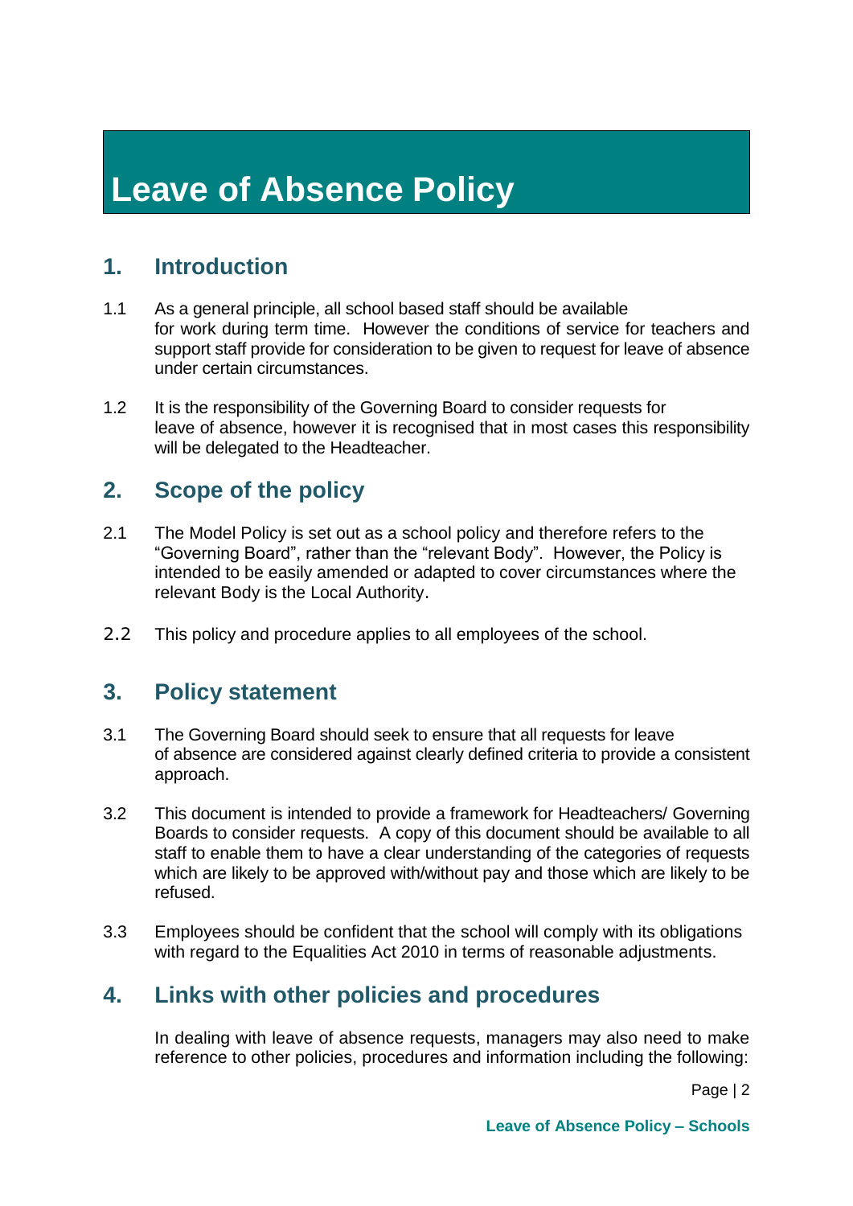# Leave of Absence Policy

## 1. Introduction

1.1 As a general principle, all school based staff should be available for work during term time. However the conditions of service for teachers and support staff provide for consideration to be given to request for leave of absence under certain circumstances.

1.2 It is the responsibility of the Governing Board to consider requests for leave of absence, however it is recognised that in most cases this responsibility will be delegated to the Headteacher.

## 2. Scope of the policy

2.1 The Model Policy is set out as a school policy and therefore refers to the "Governing Board", rather than the "relevant Body". However, the Policy is intended to be easily amended or adapted to cover circumstances where the relevant Body is the Local Authority.

2.2 This policy and procedure applies to all employees of the school.

## 3. Policy statement

3.1 The Governing Board should seek to ensure that all requests for leave of absence are considered against clearly defined criteria to provide a consistent approach.

3.2 This document is intended to provide a framework for Headteachers/ Governing Boards to consider requests. A copy of this document should be available to all staff to enable them to have a clear understanding of the categories of requests which are likely to be approved with/without pay and those which are likely to be refused.

3.3 Employees should be confident that the school will comply with its obligations with regard to the Equalities Act 2010 in terms of reasonable adjustments.

## 4. Links with other policies and procedures

In dealing with leave of absence requests, managers may also need to make reference to other policies, procedures and information including the following: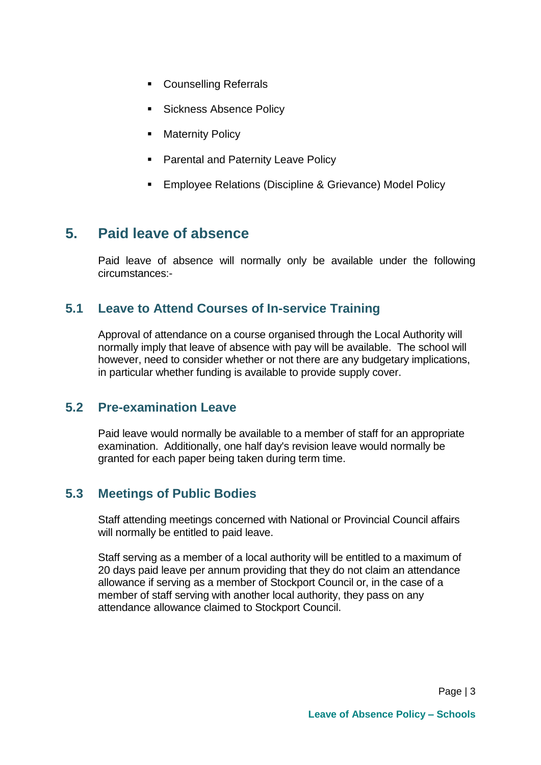- Counselling Referrals
- Sickness Absence Policy
- Maternity Policy
- Parental and Paternity Leave Policy
- Employee Relations (Discipline & Grievance) Model Policy

## 5. Paid leave of absence

Paid leave of absence will normally only be available under the following circumstances:-

### 5.1 Leave to Attend Courses of In-service Training

Approval of attendance on a course organised through the Local Authority will normally imply that leave of absence with pay will be available. The school will however, need to consider whether or not there are any budgetary implications, in particular whether funding is available to provide supply cover.

### 5.2 Pre-examination Leave

Paid leave would normally be available to a member of staff for an appropriate examination. Additionally, one half day's revision leave would normally be granted for each paper being taken during term time.

### 5.3 Meetings of Public Bodies

Staff attending meetings concerned with National or Provincial Council affairs will normally be entitled to paid leave.

Staff serving as a member of a local authority will be entitled to a maximum of 20 days paid leave per annum providing that they do not claim an attendance allowance if serving as a member of Stockport Council or, in the case of a member of staff serving with another local authority, they pass on any attendance allowance claimed to Stockport Council.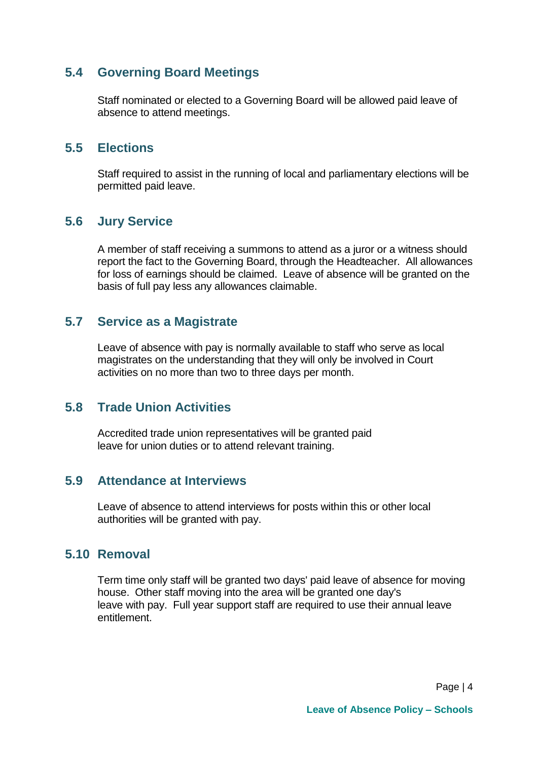## 5.4 Governing Board Meetings

Staff nominated or elected to a Governing Board will be allowed paid leave of absence to attend meetings.

## 5.5 Elections

Staff required to assist in the running of local and parliamentary elections will be permitted paid leave.

## 5.6 Jury Service

A member of staff receiving a summons to attend as a juror or a witness should report the fact to the Governing Board, through the Headteacher. All allowances for loss of earnings should be claimed. Leave of absence will be granted on the basis of full pay less any allowances claimable.

## 5.7 Service as a Magistrate

Leave of absence with pay is normally available to staff who serve as local magistrates on the understanding that they will only be involved in Court activities on no more than two to three days per month.

## 5.8 Trade Union Activities

Accredited trade union representatives will be granted paid leave for union duties or to attend relevant training.

## 5.9 Attendance at Interviews

Leave of absence to attend interviews for posts within this or other local authorities will be granted with pay.

## 5.10 Removal

Term time only staff will be granted two days' paid leave of absence for moving house. Other staff moving into the area will be granted one day's leave with pay. Full year support staff are required to use their annual leave entitlement.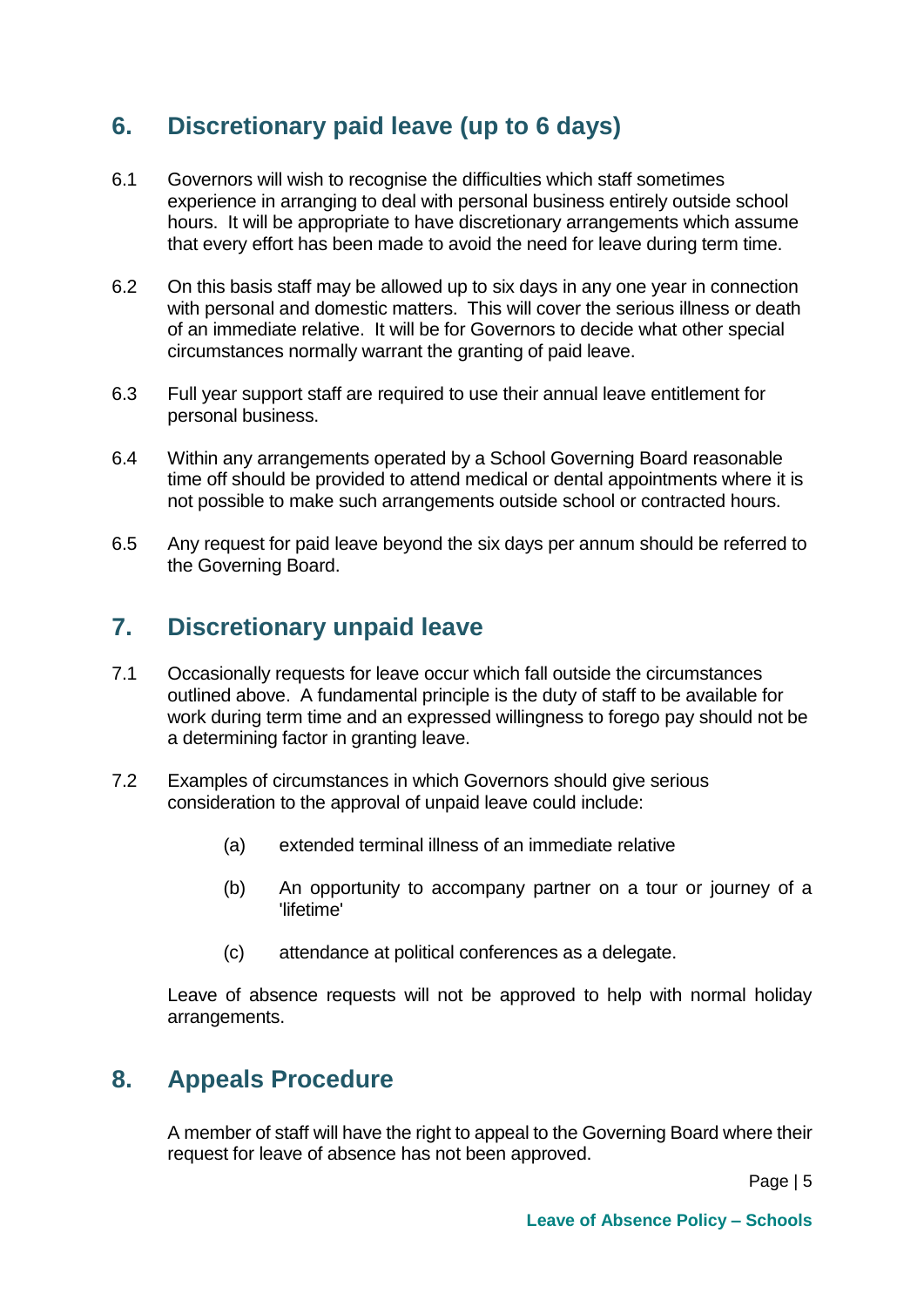## 6. Discretionary paid leave (up to 6 days)

6.1 Governors will wish to recognise the difficulties which staff sometimes experience in arranging to deal with personal business entirely outside school hours. It will be appropriate to have discretionary arrangements which assume that every effort has been made to avoid the need for leave during term time.

6.2 On this basis staff may be allowed up to six days in any one year in connection with personal and domestic matters. This will cover the serious illness or death of an immediate relative. It will be for Governors to decide what other special circumstances normally warrant the granting of paid leave.

6.3 Full year support staff are required to use their annual leave entitlement for personal business.

6.4 Within any arrangements operated by a School Governing Board reasonable time off should be provided to attend medical or dental appointments where it is not possible to make such arrangements outside school or contracted hours.

6.5 Any request for paid leave beyond the six days per annum should be referred to the Governing Board.

## 7. Discretionary unpaid leave

7.1 Occasionally requests for leave occur which fall outside the circumstances outlined above. A fundamental principle is the duty of staff to be available for work during term time and an expressed willingness to forego pay should not be a determining factor in granting leave.

7.2 Examples of circumstances in which Governors should give serious consideration to the approval of unpaid leave could include:

   (a) extended terminal illness of an immediate relative

   (b) An opportunity to accompany partner on a tour or journey of a 'lifetime'

   (c) attendance at political conferences as a delegate.

Leave of absence requests will not be approved to help with normal holiday arrangements.

## 8. Appeals Procedure

A member of staff will have the right to appeal to the Governing Board where their request for leave of absence has not been approved.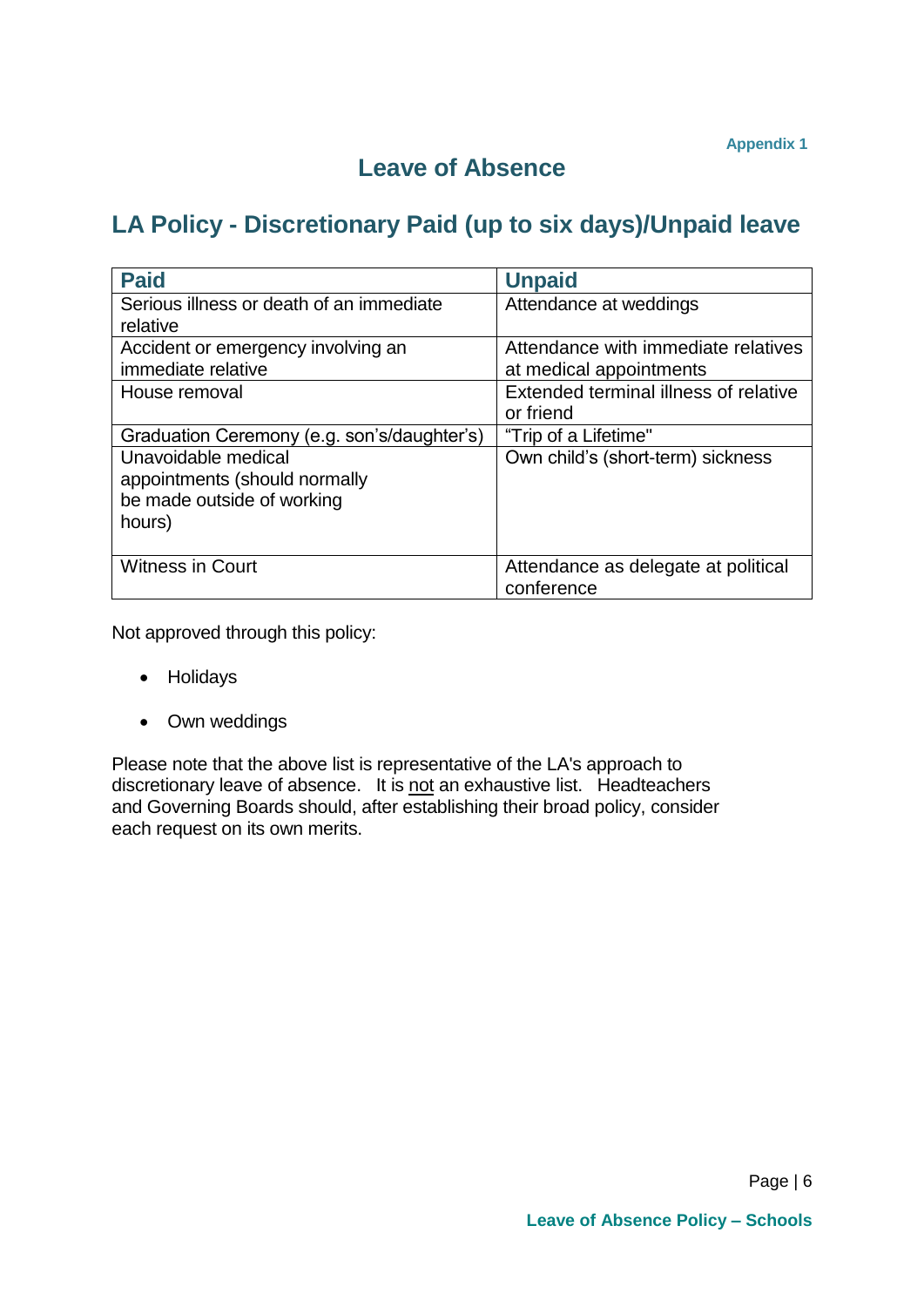Appendix 1

# Leave of Absence

## LA Policy - Discretionary Paid (up to six days)/Unpaid leave

| Paid | Unpaid |
| --- | --- |
| Serious illness or death of an immediate relative | Attendance at weddings |
| Accident or emergency involving an immediate relative | Attendance with immediate relatives at medical appointments |
| House removal | Extended terminal illness of relative or friend |
| Graduation Ceremony (e.g. son's/daughter's) | "Trip of a Lifetime" |
| Unavoidable medical appointments (should normally be made outside of working hours) | Own child's (short-term) sickness |
| Witness in Court | Attendance as delegate at political conference |

Not approved through this policy:

- Holidays
- Own weddings

Please note that the above list is representative of the LA's approach to discretionary leave of absence. It is not an exhaustive list. Headteachers and Governing Boards should, after establishing their broad policy, consider each request on its own merits.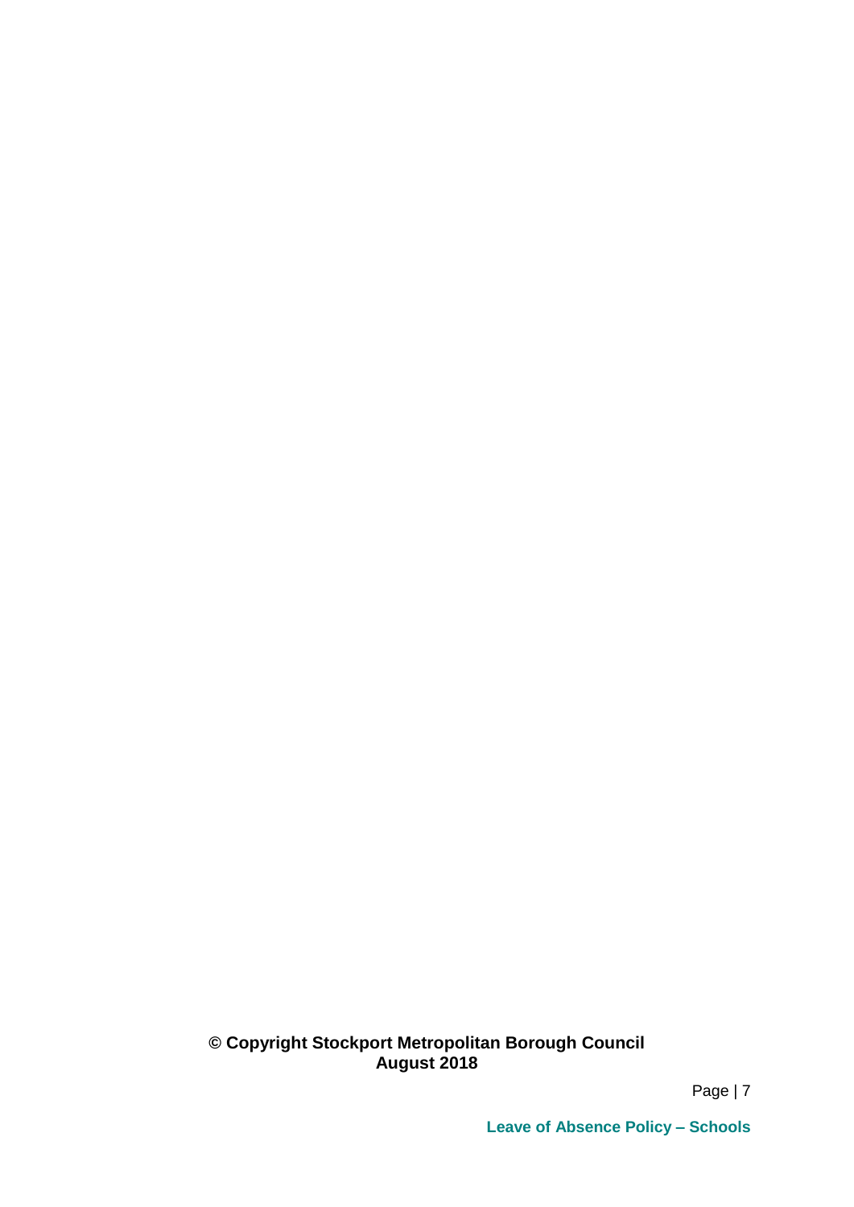**© Copyright Stockport Metropolitan Borough Council**
**August 2018**